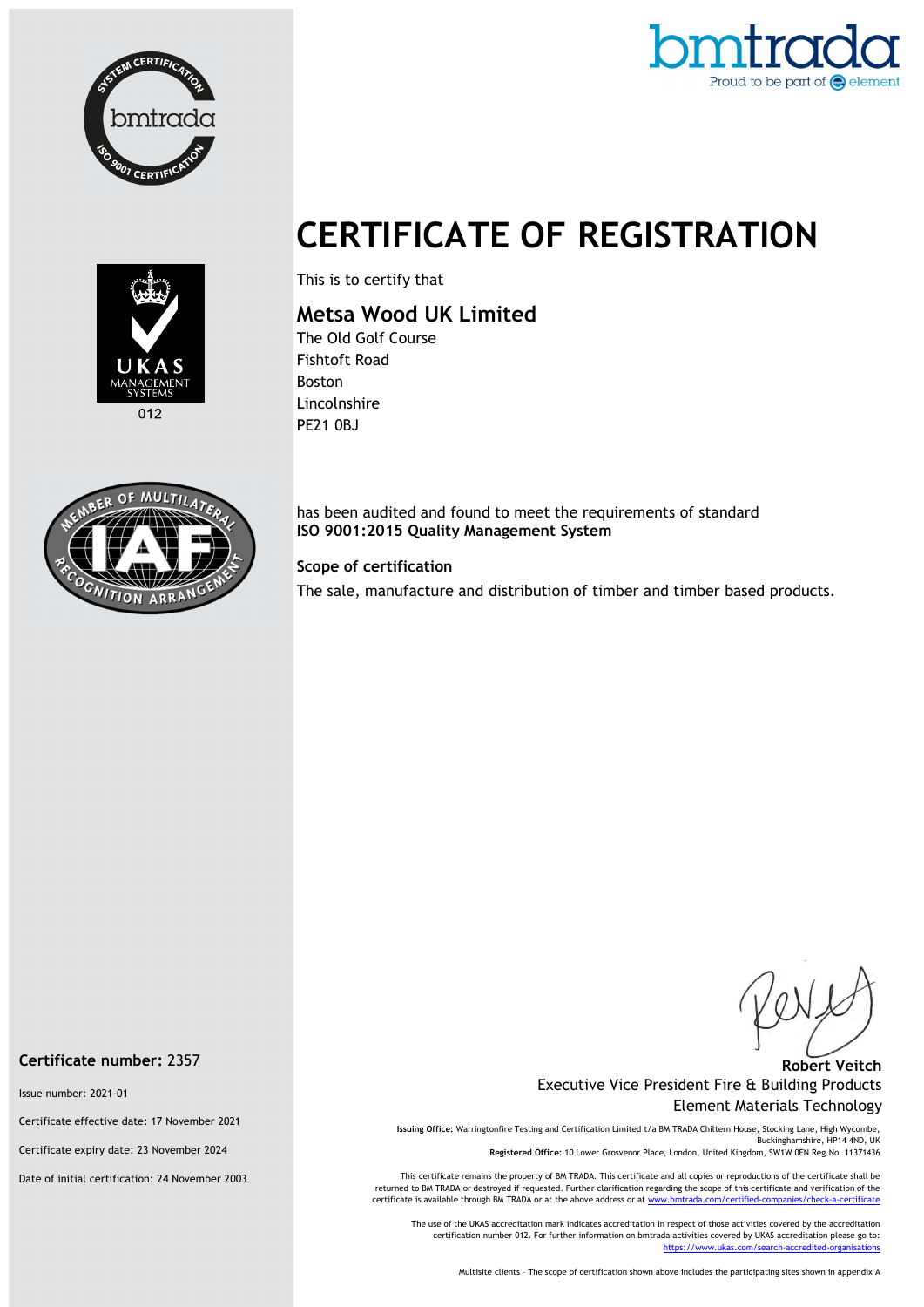# CERTIFICATE OF REGISTRATION

This is to certify that

## Metsa Wood UK Limited

The Old Golf Course
Fishtoft Road
Boston
Lincolnshire
PE21 0BJ

has been audited and found to meet the requirements of standard
**ISO 9001:2015 Quality Management System**

**Scope of certification**

The sale, manufacture and distribution of timber and timber based products.

**Certificate number:** 2357

Issue number: 2021-01

Certificate effective date: 17 November 2021

Certificate expiry date: 23 November 2024

Date of initial certification: 24 November 2003

**Robert Veitch**
Executive Vice President Fire & Building Products
Element Materials Technology

**Issuing Office:** Warringtonfire Testing and Certification Limited t/a BM TRADA Chiltern House, Stocking Lane, High Wycombe, Buckinghamshire, HP14 4ND, UK
**Registered Office:** 10 Lower Grosvenor Place, London, United Kingdom, SW1W 0EN Reg.No. 11371436

This certificate remains the property of BM TRADA. This certificate and all copies or reproductions of the certificate shall be returned to BM TRADA or destroyed if requested. Further clarification regarding the scope of this certificate and verification of the certificate is available through BM TRADA or at the above address or at www.bmtrada.com/certified-companies/check-a-certificate

The use of the UKAS accreditation mark indicates accreditation in respect of those activities covered by the accreditation certification number 012. For further information on bmtrada activities covered by UKAS accreditation please go to: https://www.ukas.com/search-accredited-organisations

Multisite clients – The scope of certification shown above includes the participating sites shown in appendix A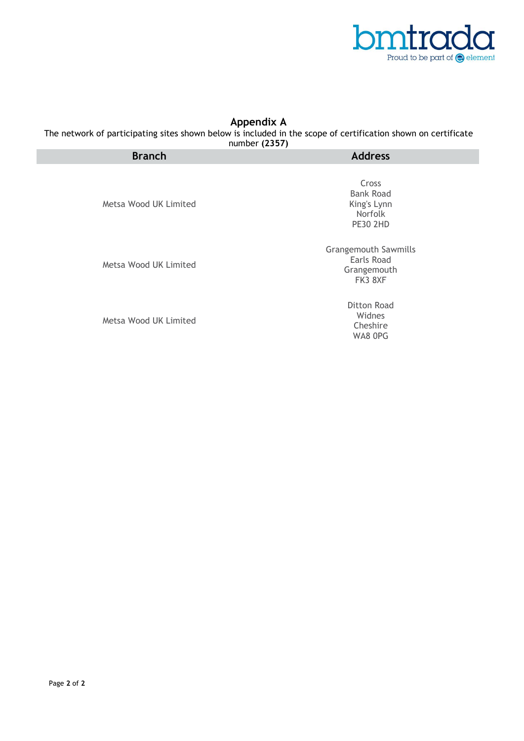## Appendix A

The network of participating sites shown below is included in the scope of certification shown on certificate number **(2357)**

| Branch | Address |
| --- | --- |
| Metsa Wood UK Limited | Cross<br>Bank Road<br>King's Lynn<br>Norfolk<br>PE30 2HD |
| Metsa Wood UK Limited | Grangemouth Sawmills<br>Earls Road<br>Grangemouth<br>FK3 8XF |
| Metsa Wood UK Limited | Ditton Road<br>Widnes<br>Cheshire<br>WA8 0PG |